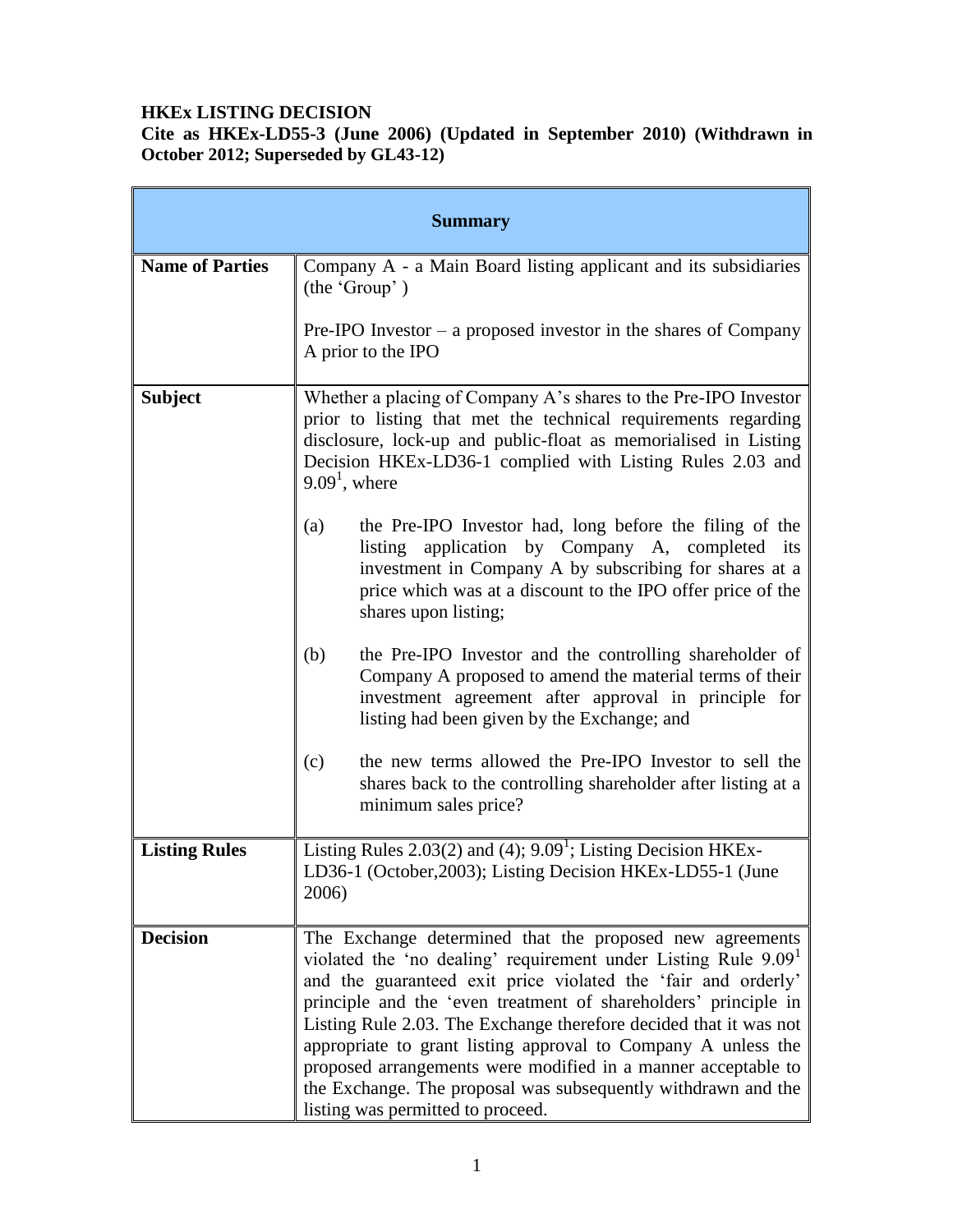**HKEx LISTING DECISION**
**Cite as HKEx-LD55-3 (June 2006) (Updated in September 2010) (Withdrawn in October 2012; Superseded by GL43-12)**

| Summary | |
|---|---|
| **Name of Parties** | Company A - a Main Board listing applicant and its subsidiaries (the 'Group' )<br><br>Pre-IPO Investor – a proposed investor in the shares of Company A prior to the IPO |
| **Subject** | Whether a placing of Company A's shares to the Pre-IPO Investor prior to listing that met the technical requirements regarding disclosure, lock-up and public-float as memorialised in Listing Decision HKEx-LD36-1 complied with Listing Rules 2.03 and 9.09[1], where<br><br>(a) the Pre-IPO Investor had, long before the filing of the listing application by Company A, completed its investment in Company A by subscribing for shares at a price which was at a discount to the IPO offer price of the shares upon listing;<br><br>(b) the Pre-IPO Investor and the controlling shareholder of Company A proposed to amend the material terms of their investment agreement after approval in principle for listing had been given by the Exchange; and<br><br>(c) the new terms allowed the Pre-IPO Investor to sell the shares back to the controlling shareholder after listing at a minimum sales price? |
| **Listing Rules** | Listing Rules 2.03(2) and (4); 9.09[1]; Listing Decision HKEx-LD36-1 (October,2003); Listing Decision HKEx-LD55-1 (June 2006) |
| **Decision** | The Exchange determined that the proposed new agreements violated the 'no dealing' requirement under Listing Rule 9.09[1] and the guaranteed exit price violated the 'fair and orderly' principle and the 'even treatment of shareholders' principle in Listing Rule 2.03. The Exchange therefore decided that it was not appropriate to grant listing approval to Company A unless the proposed arrangements were modified in a manner acceptable to the Exchange. The proposal was subsequently withdrawn and the listing was permitted to proceed. |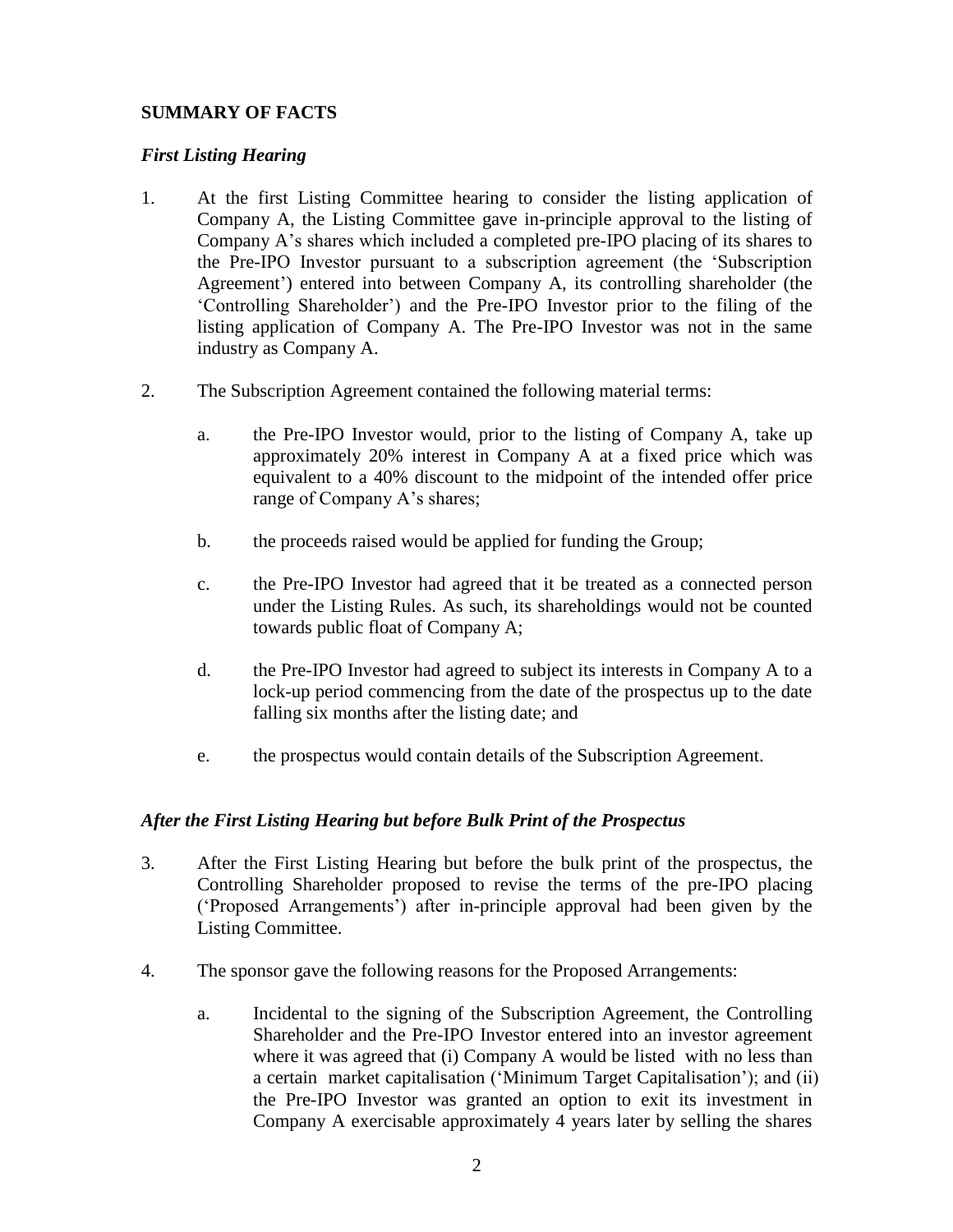## SUMMARY OF FACTS

### *First Listing Hearing*

1. At the first Listing Committee hearing to consider the listing application of Company A, the Listing Committee gave in-principle approval to the listing of Company A's shares which included a completed pre-IPO placing of its shares to the Pre-IPO Investor pursuant to a subscription agreement (the 'Subscription Agreement') entered into between Company A, its controlling shareholder (the 'Controlling Shareholder') and the Pre-IPO Investor prior to the filing of the listing application of Company A. The Pre-IPO Investor was not in the same industry as Company A.

2. The Subscription Agreement contained the following material terms:

   a. the Pre-IPO Investor would, prior to the listing of Company A, take up approximately 20% interest in Company A at a fixed price which was equivalent to a 40% discount to the midpoint of the intended offer price range of Company A's shares;

   b. the proceeds raised would be applied for funding the Group;

   c. the Pre-IPO Investor had agreed that it be treated as a connected person under the Listing Rules. As such, its shareholdings would not be counted towards public float of Company A;

   d. the Pre-IPO Investor had agreed to subject its interests in Company A to a lock-up period commencing from the date of the prospectus up to the date falling six months after the listing date; and

   e. the prospectus would contain details of the Subscription Agreement.

### *After the First Listing Hearing but before Bulk Print of the Prospectus*

3. After the First Listing Hearing but before the bulk print of the prospectus, the Controlling Shareholder proposed to revise the terms of the pre-IPO placing ('Proposed Arrangements') after in-principle approval had been given by the Listing Committee.

4. The sponsor gave the following reasons for the Proposed Arrangements:

   a. Incidental to the signing of the Subscription Agreement, the Controlling Shareholder and the Pre-IPO Investor entered into an investor agreement where it was agreed that (i) Company A would be listed with no less than a certain market capitalisation ('Minimum Target Capitalisation'); and (ii) the Pre-IPO Investor was granted an option to exit its investment in Company A exercisable approximately 4 years later by selling the shares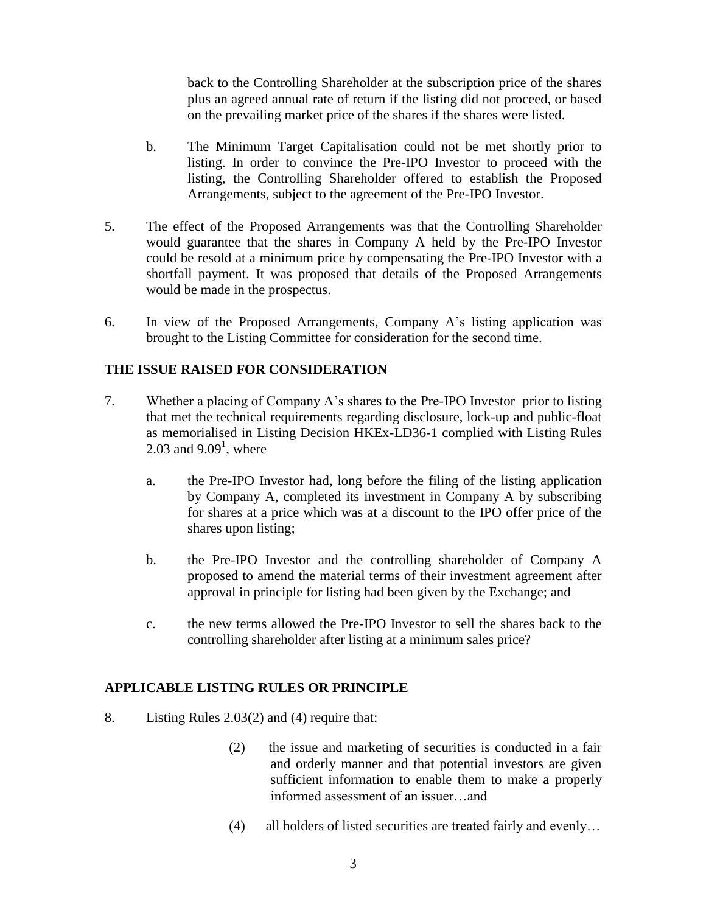back to the Controlling Shareholder at the subscription price of the shares plus an agreed annual rate of return if the listing did not proceed, or based on the prevailing market price of the shares if the shares were listed.

b. The Minimum Target Capitalisation could not be met shortly prior to listing. In order to convince the Pre-IPO Investor to proceed with the listing, the Controlling Shareholder offered to establish the Proposed Arrangements, subject to the agreement of the Pre-IPO Investor.

5. The effect of the Proposed Arrangements was that the Controlling Shareholder would guarantee that the shares in Company A held by the Pre-IPO Investor could be resold at a minimum price by compensating the Pre-IPO Investor with a shortfall payment. It was proposed that details of the Proposed Arrangements would be made in the prospectus.

6. In view of the Proposed Arrangements, Company A's listing application was brought to the Listing Committee for consideration for the second time.

## THE ISSUE RAISED FOR CONSIDERATION

7. Whether a placing of Company A's shares to the Pre-IPO Investor prior to listing that met the technical requirements regarding disclosure, lock-up and public-float as memorialised in Listing Decision HKEx-LD36-1 complied with Listing Rules 2.03 and 9.09[1], where

   a. the Pre-IPO Investor had, long before the filing of the listing application by Company A, completed its investment in Company A by subscribing for shares at a price which was at a discount to the IPO offer price of the shares upon listing;

   b. the Pre-IPO Investor and the controlling shareholder of Company A proposed to amend the material terms of their investment agreement after approval in principle for listing had been given by the Exchange; and

   c. the new terms allowed the Pre-IPO Investor to sell the shares back to the controlling shareholder after listing at a minimum sales price?

## APPLICABLE LISTING RULES OR PRINCIPLE

8. Listing Rules 2.03(2) and (4) require that:

   > (2) the issue and marketing of securities is conducted in a fair and orderly manner and that potential investors are given sufficient information to enable them to make a properly informed assessment of an issuer…and
   >
   > (4) all holders of listed securities are treated fairly and evenly…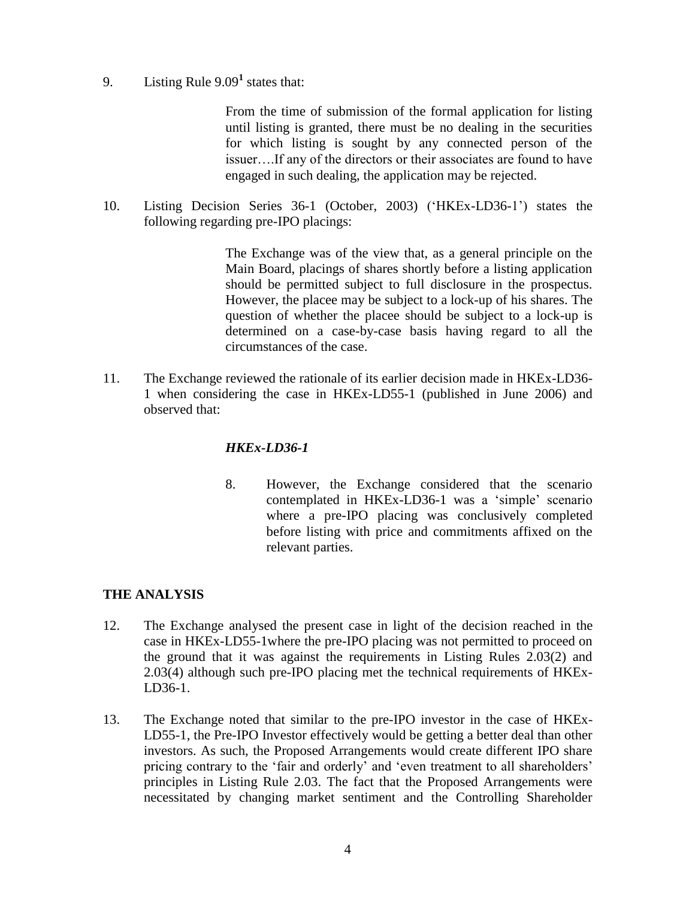9. Listing Rule 9.09[1] states that:

> From the time of submission of the formal application for listing until listing is granted, there must be no dealing in the securities for which listing is sought by any connected person of the issuer….If any of the directors or their associates are found to have engaged in such dealing, the application may be rejected.

10. Listing Decision Series 36-1 (October, 2003) ('HKEx-LD36-1') states the following regarding pre-IPO placings:

> The Exchange was of the view that, as a general principle on the Main Board, placings of shares shortly before a listing application should be permitted subject to full disclosure in the prospectus. However, the placee may be subject to a lock-up of his shares. The question of whether the placee should be subject to a lock-up is determined on a case-by-case basis having regard to all the circumstances of the case.

11. The Exchange reviewed the rationale of its earlier decision made in HKEx-LD36-1 when considering the case in HKEx-LD55-1 (published in June 2006) and observed that:

> ***HKEx-LD36-1***
>
> 8. However, the Exchange considered that the scenario contemplated in HKEx-LD36-1 was a 'simple' scenario where a pre-IPO placing was conclusively completed before listing with price and commitments affixed on the relevant parties.

**THE ANALYSIS**

12. The Exchange analysed the present case in light of the decision reached in the case in HKEx-LD55-1where the pre-IPO placing was not permitted to proceed on the ground that it was against the requirements in Listing Rules 2.03(2) and 2.03(4) although such pre-IPO placing met the technical requirements of HKEx-LD36-1.

13. The Exchange noted that similar to the pre-IPO investor in the case of HKEx-LD55-1, the Pre-IPO Investor effectively would be getting a better deal than other investors. As such, the Proposed Arrangements would create different IPO share pricing contrary to the 'fair and orderly' and 'even treatment to all shareholders' principles in Listing Rule 2.03. The fact that the Proposed Arrangements were necessitated by changing market sentiment and the Controlling Shareholder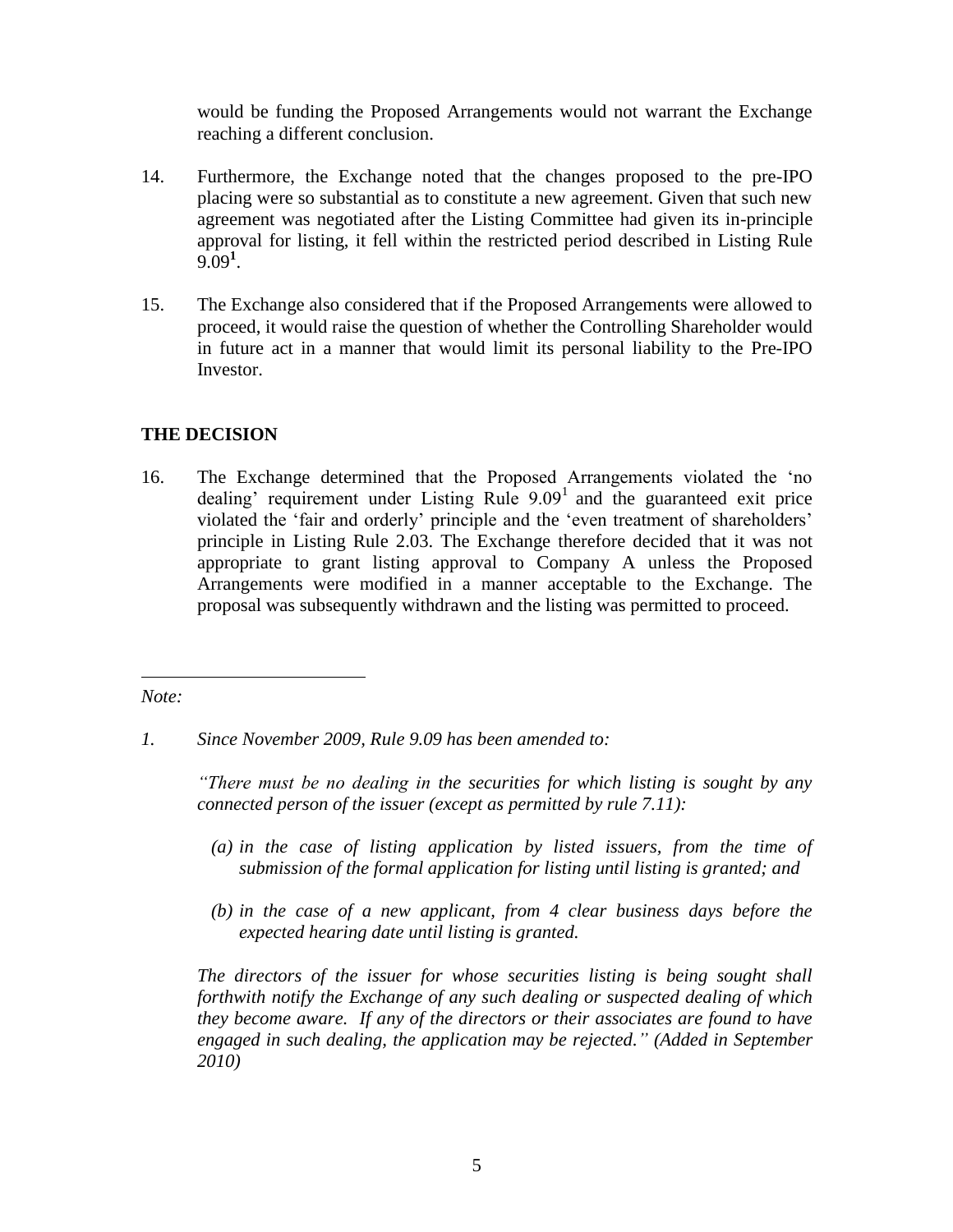would be funding the Proposed Arrangements would not warrant the Exchange reaching a different conclusion.

14. Furthermore, the Exchange noted that the changes proposed to the pre-IPO placing were so substantial as to constitute a new agreement. Given that such new agreement was negotiated after the Listing Committee had given its in-principle approval for listing, it fell within the restricted period described in Listing Rule 9.09[1].

15. The Exchange also considered that if the Proposed Arrangements were allowed to proceed, it would raise the question of whether the Controlling Shareholder would in future act in a manner that would limit its personal liability to the Pre-IPO Investor.

## THE DECISION

16. The Exchange determined that the Proposed Arrangements violated the 'no dealing' requirement under Listing Rule 9.09[1] and the guaranteed exit price violated the 'fair and orderly' principle and the 'even treatment of shareholders' principle in Listing Rule 2.03. The Exchange therefore decided that it was not appropriate to grant listing approval to Company A unless the Proposed Arrangements were modified in a manner acceptable to the Exchange. The proposal was subsequently withdrawn and the listing was permitted to proceed.

---

*Note:*

1. *Since November 2009, Rule 9.09 has been amended to:*

   *"There must be no dealing in the securities for which listing is sought by any connected person of the issuer (except as permitted by rule 7.11):*

   *(a) in the case of listing application by listed issuers, from the time of submission of the formal application for listing until listing is granted; and*

   *(b) in the case of a new applicant, from 4 clear business days before the expected hearing date until listing is granted.*

   *The directors of the issuer for whose securities listing is being sought shall forthwith notify the Exchange of any such dealing or suspected dealing of which they become aware. If any of the directors or their associates are found to have engaged in such dealing, the application may be rejected." (Added in September 2010)*